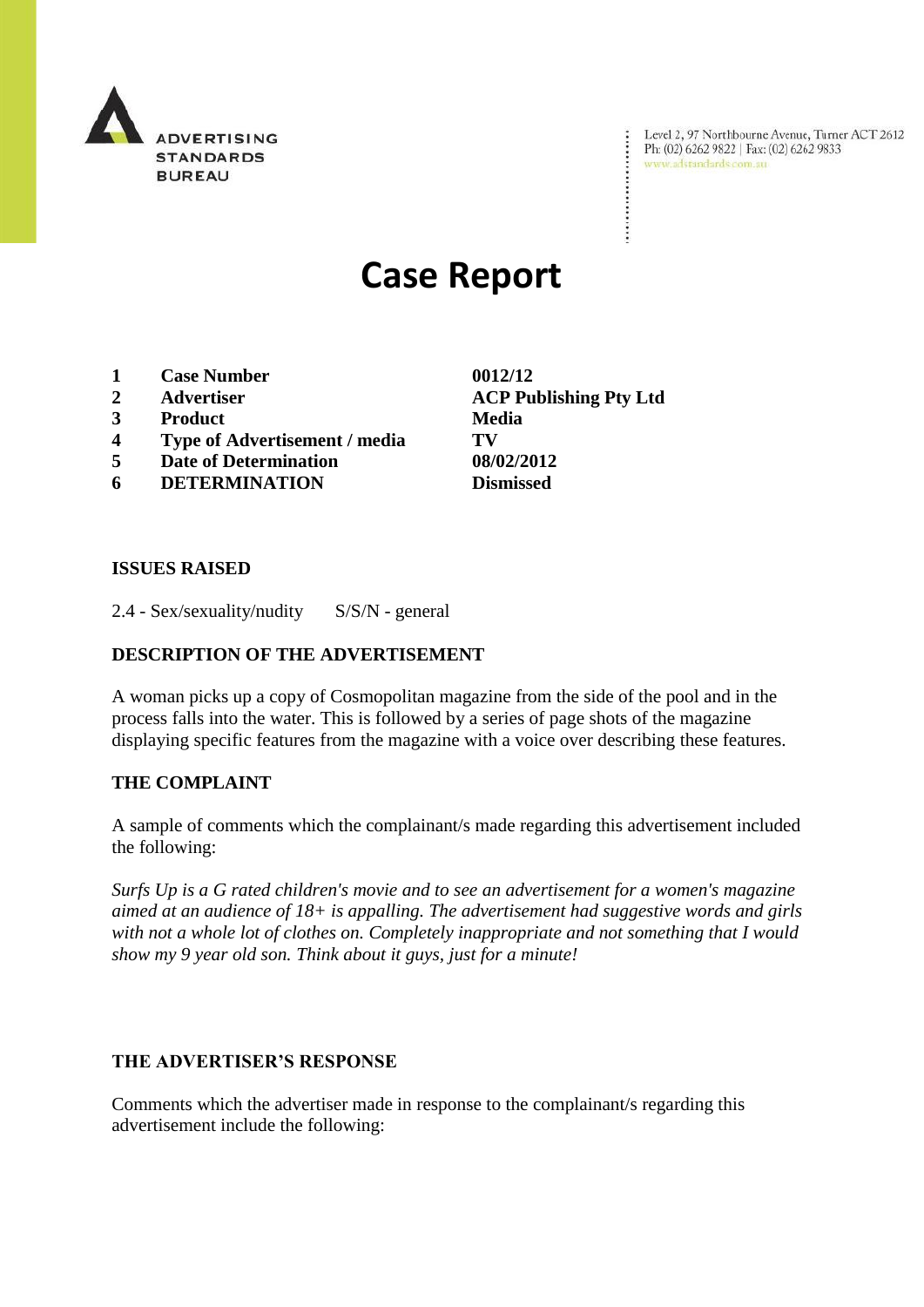ADVERTISING STANDARDS BUREAU

Level 2, 97 Northbourne Avenue, Turner ACT 2612
Ph: (02) 6262 9822 | Fax: (02) 6262 9833
www.adstandards.com.au

# Case Report

| | | |
|---|---|---|
| 1 | **Case Number** | **0012/12** |
| 2 | **Advertiser** | **ACP Publishing Pty Ltd** |
| 3 | **Product** | **Media** |
| 4 | **Type of Advertisement / media** | **TV** |
| 5 | **Date of Determination** | **08/02/2012** |
| 6 | **DETERMINATION** | **Dismissed** |

## ISSUES RAISED

2.4 - Sex/sexuality/nudity S/S/N - general

## DESCRIPTION OF THE ADVERTISEMENT

A woman picks up a copy of Cosmopolitan magazine from the side of the pool and in the process falls into the water. This is followed by a series of page shots of the magazine displaying specific features from the magazine with a voice over describing these features.

## THE COMPLAINT

A sample of comments which the complainant/s made regarding this advertisement included the following:

*Surfs Up is a G rated children's movie and to see an advertisement for a women's magazine aimed at an audience of 18+ is appalling. The advertisement had suggestive words and girls with not a whole lot of clothes on. Completely inappropriate and not something that I would show my 9 year old son. Think about it guys, just for a minute!*

## THE ADVERTISER'S RESPONSE

Comments which the advertiser made in response to the complainant/s regarding this advertisement include the following: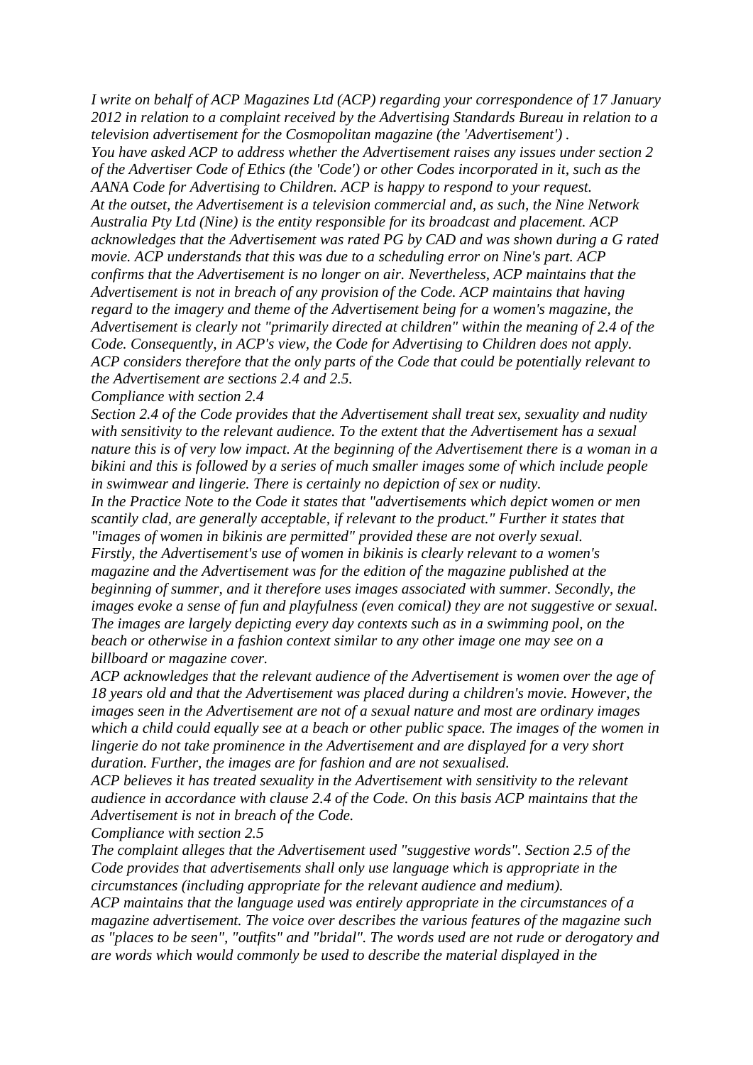*I write on behalf of ACP Magazines Ltd (ACP) regarding your correspondence of 17 January 2012 in relation to a complaint received by the Advertising Standards Bureau in relation to a television advertisement for the Cosmopolitan magazine (the 'Advertisement') .*

*You have asked ACP to address whether the Advertisement raises any issues under section 2 of the Advertiser Code of Ethics (the 'Code') or other Codes incorporated in it, such as the AANA Code for Advertising to Children. ACP is happy to respond to your request.*

*At the outset, the Advertisement is a television commercial and, as such, the Nine Network Australia Pty Ltd (Nine) is the entity responsible for its broadcast and placement. ACP acknowledges that the Advertisement was rated PG by CAD and was shown during a G rated movie. ACP understands that this was due to a scheduling error on Nine's part. ACP confirms that the Advertisement is no longer on air. Nevertheless, ACP maintains that the Advertisement is not in breach of any provision of the Code. ACP maintains that having regard to the imagery and theme of the Advertisement being for a women's magazine, the Advertisement is clearly not "primarily directed at children" within the meaning of 2.4 of the Code. Consequently, in ACP's view, the Code for Advertising to Children does not apply. ACP considers therefore that the only parts of the Code that could be potentially relevant to the Advertisement are sections 2.4 and 2.5.*

*Compliance with section 2.4*

*Section 2.4 of the Code provides that the Advertisement shall treat sex, sexuality and nudity with sensitivity to the relevant audience. To the extent that the Advertisement has a sexual nature this is of very low impact. At the beginning of the Advertisement there is a woman in a bikini and this is followed by a series of much smaller images some of which include people in swimwear and lingerie. There is certainly no depiction of sex or nudity.*

*In the Practice Note to the Code it states that "advertisements which depict women or men scantily clad, are generally acceptable, if relevant to the product." Further it states that "images of women in bikinis are permitted" provided these are not overly sexual.*

*Firstly, the Advertisement's use of women in bikinis is clearly relevant to a women's magazine and the Advertisement was for the edition of the magazine published at the beginning of summer, and it therefore uses images associated with summer. Secondly, the images evoke a sense of fun and playfulness (even comical) they are not suggestive or sexual. The images are largely depicting every day contexts such as in a swimming pool, on the beach or otherwise in a fashion context similar to any other image one may see on a billboard or magazine cover.*

*ACP acknowledges that the relevant audience of the Advertisement is women over the age of 18 years old and that the Advertisement was placed during a children's movie. However, the images seen in the Advertisement are not of a sexual nature and most are ordinary images which a child could equally see at a beach or other public space. The images of the women in lingerie do not take prominence in the Advertisement and are displayed for a very short duration. Further, the images are for fashion and are not sexualised.*

*ACP believes it has treated sexuality in the Advertisement with sensitivity to the relevant audience in accordance with clause 2.4 of the Code. On this basis ACP maintains that the Advertisement is not in breach of the Code.*

*Compliance with section 2.5*

*The complaint alleges that the Advertisement used "suggestive words". Section 2.5 of the Code provides that advertisements shall only use language which is appropriate in the circumstances (including appropriate for the relevant audience and medium).*

*ACP maintains that the language used was entirely appropriate in the circumstances of a magazine advertisement. The voice over describes the various features of the magazine such as "places to be seen", "outfits" and "bridal". The words used are not rude or derogatory and are words which would commonly be used to describe the material displayed in the*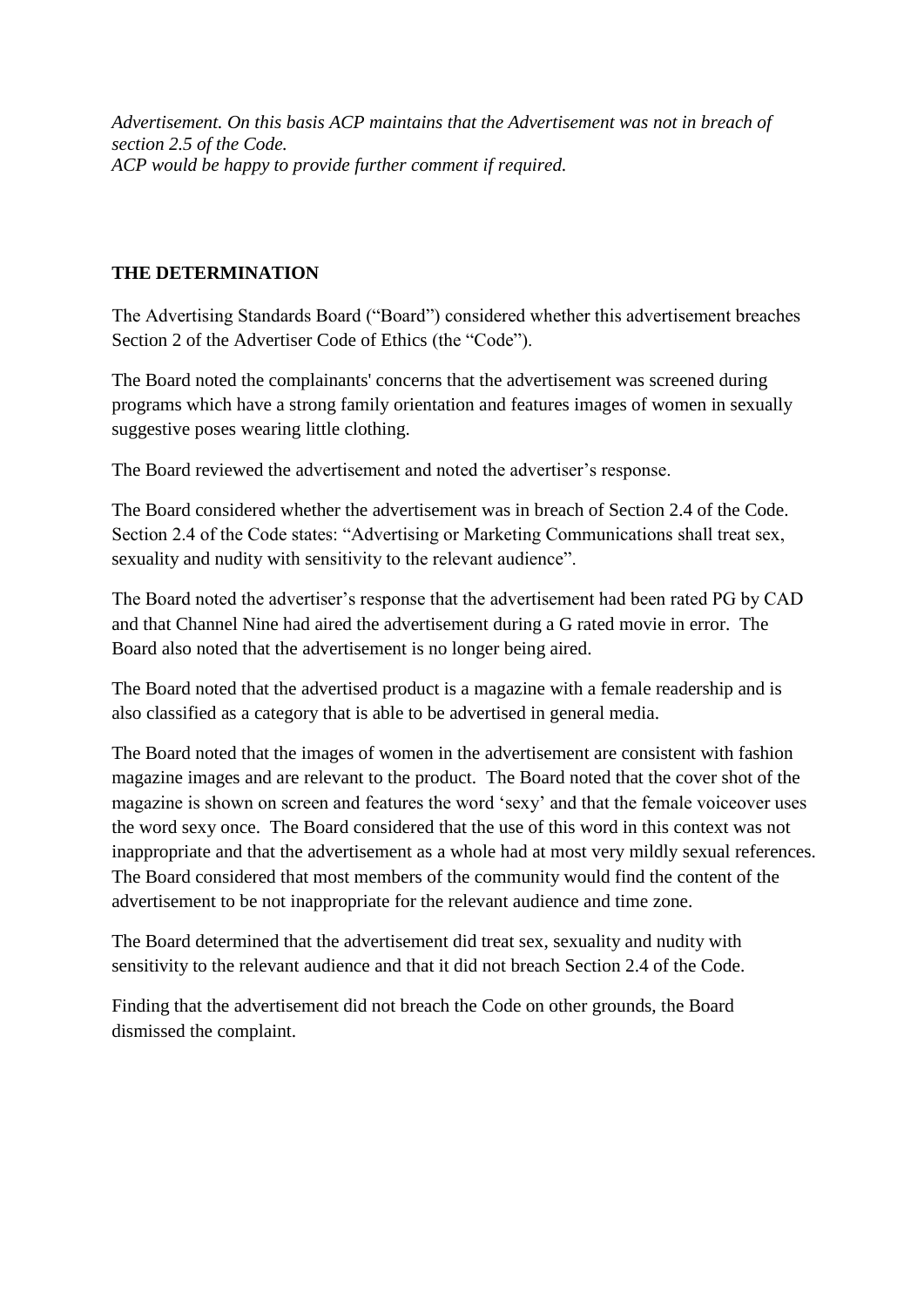*Advertisement. On this basis ACP maintains that the Advertisement was not in breach of section 2.5 of the Code.*
*ACP would be happy to provide further comment if required.*

**THE DETERMINATION**

The Advertising Standards Board ("Board") considered whether this advertisement breaches Section 2 of the Advertiser Code of Ethics (the "Code").

The Board noted the complainants' concerns that the advertisement was screened during programs which have a strong family orientation and features images of women in sexually suggestive poses wearing little clothing.

The Board reviewed the advertisement and noted the advertiser's response.

The Board considered whether the advertisement was in breach of Section 2.4 of the Code. Section 2.4 of the Code states: "Advertising or Marketing Communications shall treat sex, sexuality and nudity with sensitivity to the relevant audience".

The Board noted the advertiser's response that the advertisement had been rated PG by CAD and that Channel Nine had aired the advertisement during a G rated movie in error. The Board also noted that the advertisement is no longer being aired.

The Board noted that the advertised product is a magazine with a female readership and is also classified as a category that is able to be advertised in general media.

The Board noted that the images of women in the advertisement are consistent with fashion magazine images and are relevant to the product. The Board noted that the cover shot of the magazine is shown on screen and features the word 'sexy' and that the female voiceover uses the word sexy once. The Board considered that the use of this word in this context was not inappropriate and that the advertisement as a whole had at most very mildly sexual references. The Board considered that most members of the community would find the content of the advertisement to be not inappropriate for the relevant audience and time zone.

The Board determined that the advertisement did treat sex, sexuality and nudity with sensitivity to the relevant audience and that it did not breach Section 2.4 of the Code.

Finding that the advertisement did not breach the Code on other grounds, the Board dismissed the complaint.